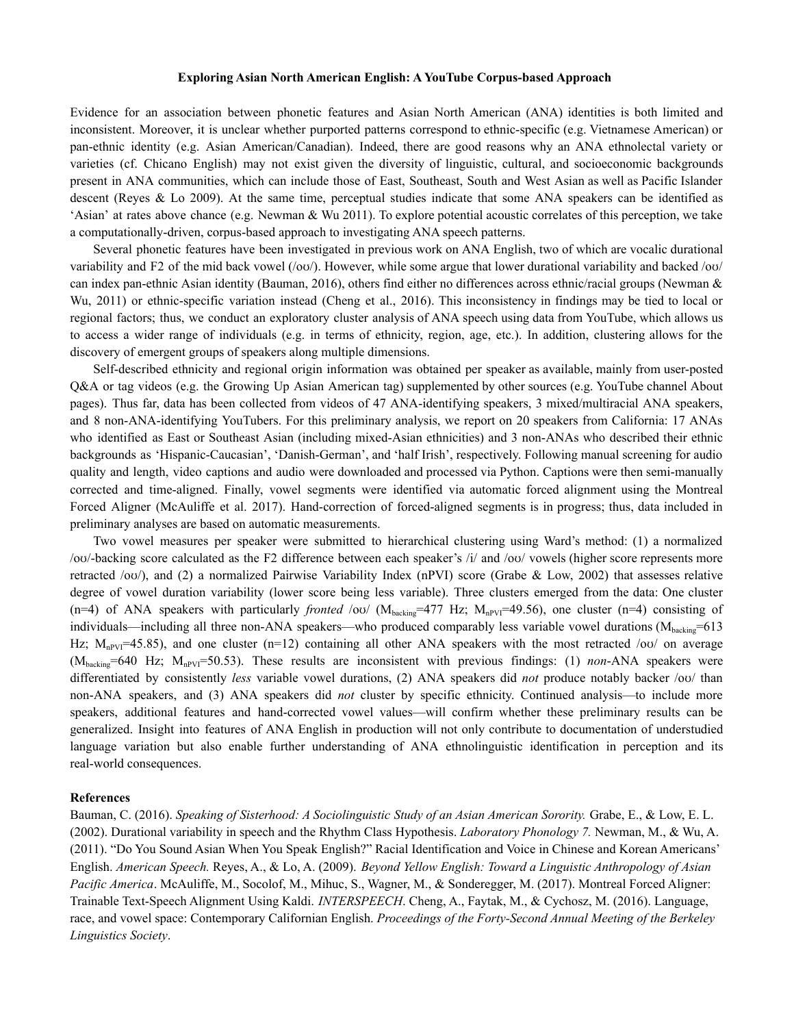# Exploring Asian North American English: A YouTube Corpus-based Approach

Evidence for an association between phonetic features and Asian North American (ANA) identities is both limited and inconsistent. Moreover, it is unclear whether purported patterns correspond to ethnic-specific (e.g. Vietnamese American) or pan-ethnic identity (e.g. Asian American/Canadian). Indeed, there are good reasons why an ANA ethnolectal variety or varieties (cf. Chicano English) may not exist given the diversity of linguistic, cultural, and socioeconomic backgrounds present in ANA communities, which can include those of East, Southeast, South and West Asian as well as Pacific Islander descent (Reyes & Lo 2009). At the same time, perceptual studies indicate that some ANA speakers can be identified as 'Asian' at rates above chance (e.g. Newman & Wu 2011). To explore potential acoustic correlates of this perception, we take a computationally-driven, corpus-based approach to investigating ANA speech patterns.

Several phonetic features have been investigated in previous work on ANA English, two of which are vocalic durational variability and F2 of the mid back vowel (/oʊ/). However, while some argue that lower durational variability and backed /oʊ/ can index pan-ethnic Asian identity (Bauman, 2016), others find either no differences across ethnic/racial groups (Newman & Wu, 2011) or ethnic-specific variation instead (Cheng et al., 2016). This inconsistency in findings may be tied to local or regional factors; thus, we conduct an exploratory cluster analysis of ANA speech using data from YouTube, which allows us to access a wider range of individuals (e.g. in terms of ethnicity, region, age, etc.). In addition, clustering allows for the discovery of emergent groups of speakers along multiple dimensions.

Self-described ethnicity and regional origin information was obtained per speaker as available, mainly from user-posted Q&A or tag videos (e.g. the Growing Up Asian American tag) supplemented by other sources (e.g. YouTube channel About pages). Thus far, data has been collected from videos of 47 ANA-identifying speakers, 3 mixed/multiracial ANA speakers, and 8 non-ANA-identifying YouTubers. For this preliminary analysis, we report on 20 speakers from California: 17 ANAs who identified as East or Southeast Asian (including mixed-Asian ethnicities) and 3 non-ANAs who described their ethnic backgrounds as 'Hispanic-Caucasian', 'Danish-German', and 'half Irish', respectively. Following manual screening for audio quality and length, video captions and audio were downloaded and processed via Python. Captions were then semi-manually corrected and time-aligned. Finally, vowel segments were identified via automatic forced alignment using the Montreal Forced Aligner (McAuliffe et al. 2017). Hand-correction of forced-aligned segments is in progress; thus, data included in preliminary analyses are based on automatic measurements.

Two vowel measures per speaker were submitted to hierarchical clustering using Ward's method: (1) a normalized /oʊ/-backing score calculated as the F2 difference between each speaker's /i/ and /oʊ/ vowels (higher score represents more retracted /oʊ/), and (2) a normalized Pairwise Variability Index (nPVI) score (Grabe & Low, 2002) that assesses relative degree of vowel duration variability (lower score being less variable). Three clusters emerged from the data: One cluster (n=4) of ANA speakers with particularly *fronted* /oʊ/ ($M_{backing}$=477 Hz; $M_{nPVI}$=49.56), one cluster (n=4) consisting of individuals—including all three non-ANA speakers—who produced comparably less variable vowel durations ($M_{backing}$=613 Hz; $M_{nPVI}$=45.85), and one cluster (n=12) containing all other ANA speakers with the most retracted /oʊ/ on average ($M_{backing}$=640 Hz; $M_{nPVI}$=50.53). These results are inconsistent with previous findings: (1) *non*-ANA speakers were differentiated by consistently *less* variable vowel durations, (2) ANA speakers did *not* produce notably backer /oʊ/ than non-ANA speakers, and (3) ANA speakers did *not* cluster by specific ethnicity. Continued analysis—to include more speakers, additional features and hand-corrected vowel values—will confirm whether these preliminary results can be generalized. Insight into features of ANA English in production will not only contribute to documentation of understudied language variation but also enable further understanding of ANA ethnolinguistic identification in perception and its real-world consequences.

**References**

Bauman, C. (2016). *Speaking of Sisterhood: A Sociolinguistic Study of an Asian American Sorority.* Grabe, E., & Low, E. L. (2002). Durational variability in speech and the Rhythm Class Hypothesis. *Laboratory Phonology 7.* Newman, M., & Wu, A. (2011). "Do You Sound Asian When You Speak English?" Racial Identification and Voice in Chinese and Korean Americans' English. *American Speech.* Reyes, A., & Lo, A. (2009). *Beyond Yellow English: Toward a Linguistic Anthropology of Asian Pacific America*. McAuliffe, M., Socolof, M., Mihuc, S., Wagner, M., & Sonderegger, M. (2017). Montreal Forced Aligner: Trainable Text-Speech Alignment Using Kaldi. *INTERSPEECH*. Cheng, A., Faytak, M., & Cychosz, M. (2016). Language, race, and vowel space: Contemporary Californian English. *Proceedings of the Forty-Second Annual Meeting of the Berkeley Linguistics Society*.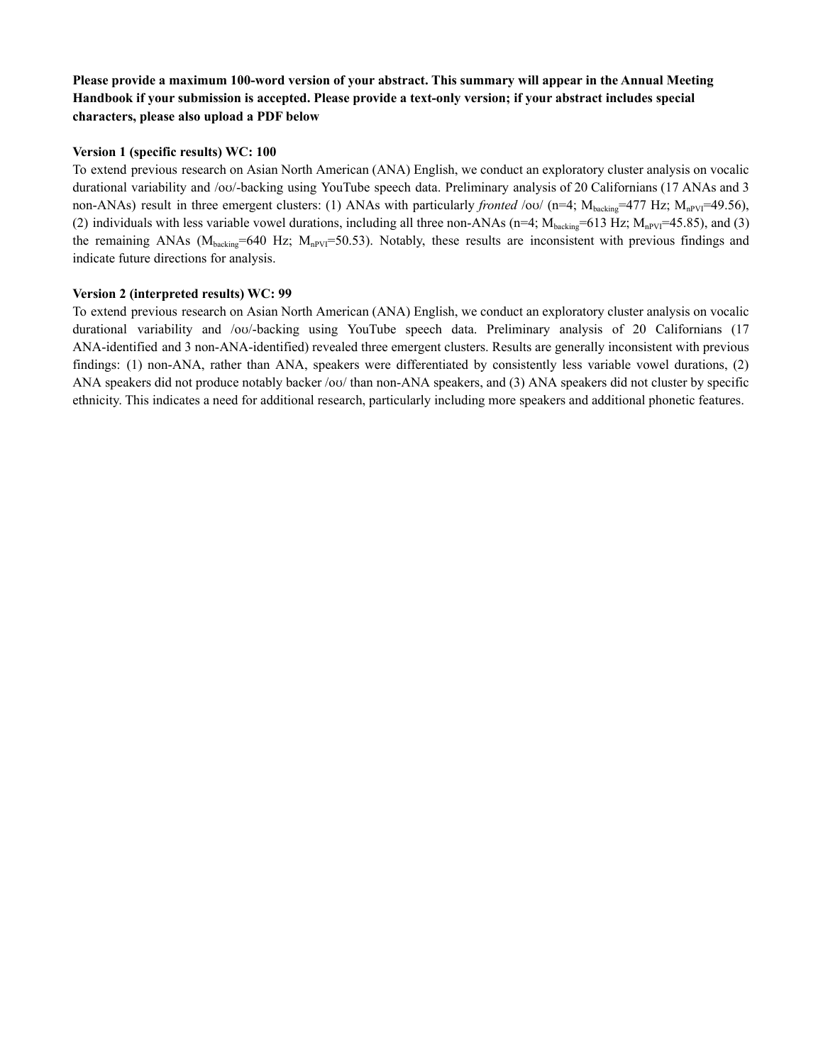**Please provide a maximum 100-word version of your abstract. This summary will appear in the Annual Meeting Handbook if your submission is accepted. Please provide a text-only version; if your abstract includes special characters, please also upload a PDF below**

**Version 1 (specific results) WC: 100**

To extend previous research on Asian North American (ANA) English, we conduct an exploratory cluster analysis on vocalic durational variability and /oʊ/-backing using YouTube speech data. Preliminary analysis of 20 Californians (17 ANAs and 3 non-ANAs) result in three emergent clusters: (1) ANAs with particularly *fronted* /oʊ/ (n=4; $M_{backing}$=477 Hz; $M_{nPVI}$=49.56), (2) individuals with less variable vowel durations, including all three non-ANAs (n=4; $M_{backing}$=613 Hz; $M_{nPVI}$=45.85), and (3) the remaining ANAs ($M_{backing}$=640 Hz; $M_{nPVI}$=50.53). Notably, these results are inconsistent with previous findings and indicate future directions for analysis.

**Version 2 (interpreted results) WC: 99**

To extend previous research on Asian North American (ANA) English, we conduct an exploratory cluster analysis on vocalic durational variability and /oʊ/-backing using YouTube speech data. Preliminary analysis of 20 Californians (17 ANA-identified and 3 non-ANA-identified) revealed three emergent clusters. Results are generally inconsistent with previous findings: (1) non-ANA, rather than ANA, speakers were differentiated by consistently less variable vowel durations, (2) ANA speakers did not produce notably backer /oʊ/ than non-ANA speakers, and (3) ANA speakers did not cluster by specific ethnicity. This indicates a need for additional research, particularly including more speakers and additional phonetic features.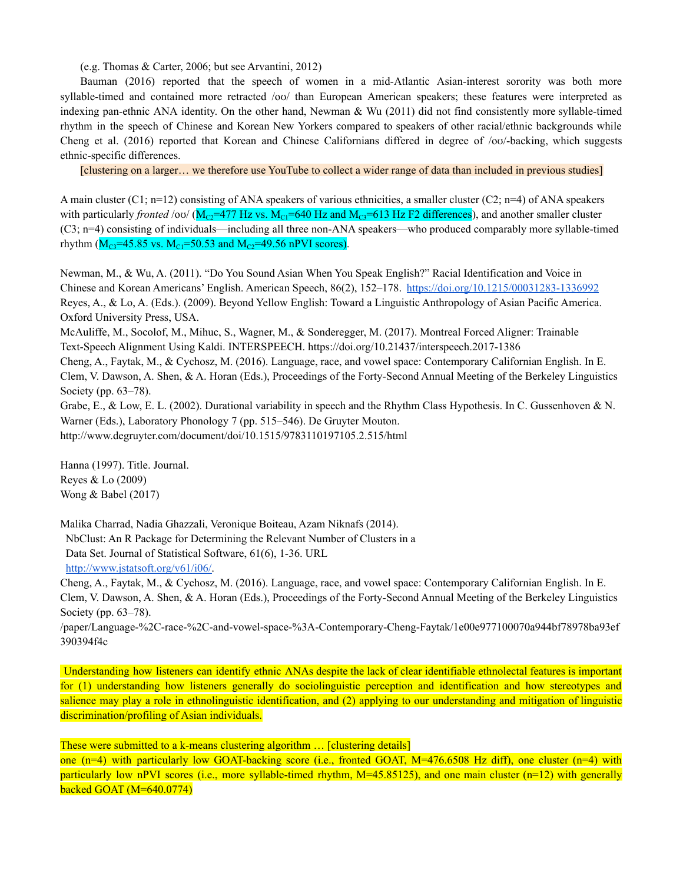(e.g. Thomas & Carter, 2006; but see Arvantini, 2012)

Bauman (2016) reported that the speech of women in a mid-Atlantic Asian-interest sorority was both more syllable-timed and contained more retracted /oʊ/ than European American speakers; these features were interpreted as indexing pan-ethnic ANA identity. On the other hand, Newman & Wu (2011) did not find consistently more syllable-timed rhythm in the speech of Chinese and Korean New Yorkers compared to speakers of other racial/ethnic backgrounds while Cheng et al. (2016) reported that Korean and Chinese Californians differed in degree of /oʊ/-backing, which suggests ethnic-specific differences.

[clustering on a larger… we therefore use YouTube to collect a wider range of data than included in previous studies]

A main cluster (C1; n=12) consisting of ANA speakers of various ethnicities, a smaller cluster (C2; n=4) of ANA speakers with particularly *fronted* /oʊ/ ($M_{C2}$=477 Hz vs. $M_{C1}$=640 Hz and $M_{C3}$=613 Hz F2 differences), and another smaller cluster (C3; n=4) consisting of individuals—including all three non-ANA speakers—who produced comparably more syllable-timed rhythm ($M_{C3}$=45.85 vs. $M_{C1}$=50.53 and $M_{C2}$=49.56 nPVI scores).

Newman, M., & Wu, A. (2011). "Do You Sound Asian When You Speak English?" Racial Identification and Voice in Chinese and Korean Americans' English. American Speech, 86(2), 152–178. https://doi.org/10.1215/00031283-1336992
Reyes, A., & Lo, A. (Eds.). (2009). Beyond Yellow English: Toward a Linguistic Anthropology of Asian Pacific America. Oxford University Press, USA.
McAuliffe, M., Socolof, M., Mihuc, S., Wagner, M., & Sonderegger, M. (2017). Montreal Forced Aligner: Trainable Text-Speech Alignment Using Kaldi. INTERSPEECH. https://doi.org/10.21437/interspeech.2017-1386
Cheng, A., Faytak, M., & Cychosz, M. (2016). Language, race, and vowel space: Contemporary Californian English. In E. Clem, V. Dawson, A. Shen, & A. Horan (Eds.), Proceedings of the Forty-Second Annual Meeting of the Berkeley Linguistics Society (pp. 63–78).
Grabe, E., & Low, E. L. (2002). Durational variability in speech and the Rhythm Class Hypothesis. In C. Gussenhoven & N. Warner (Eds.), Laboratory Phonology 7 (pp. 515–546). De Gruyter Mouton.
http://www.degruyter.com/document/doi/10.1515/9783110197105.2.515/html

Hanna (1997). Title. Journal.
Reyes & Lo (2009)
Wong & Babel (2017)

Malika Charrad, Nadia Ghazzali, Veronique Boiteau, Azam Niknafs (2014).
NbClust: An R Package for Determining the Relevant Number of Clusters in a
Data Set. Journal of Statistical Software, 61(6), 1-36. URL
http://www.jstatsoft.org/v61/i06/.
Cheng, A., Faytak, M., & Cychosz, M. (2016). Language, race, and vowel space: Contemporary Californian English. In E. Clem, V. Dawson, A. Shen, & A. Horan (Eds.), Proceedings of the Forty-Second Annual Meeting of the Berkeley Linguistics Society (pp. 63–78).
/paper/Language-%2C-race-%2C-and-vowel-space-%3A-Contemporary-Cheng-Faytak/1e00e977100070a944bf78978ba93ef390394f4c

Understanding how listeners can identify ethnic ANAs despite the lack of clear identifiable ethnolectal features is important for (1) understanding how listeners generally do sociolinguistic perception and identification and how stereotypes and salience may play a role in ethnolinguistic identification, and (2) applying to our understanding and mitigation of linguistic discrimination/profiling of Asian individuals.

These were submitted to a k-means clustering algorithm … [clustering details]
one (n=4) with particularly low GOAT-backing score (i.e., fronted GOAT, M=476.6508 Hz diff), one cluster (n=4) with particularly low nPVI scores (i.e., more syllable-timed rhythm, M=45.85125), and one main cluster (n=12) with generally backed GOAT (M=640.0774)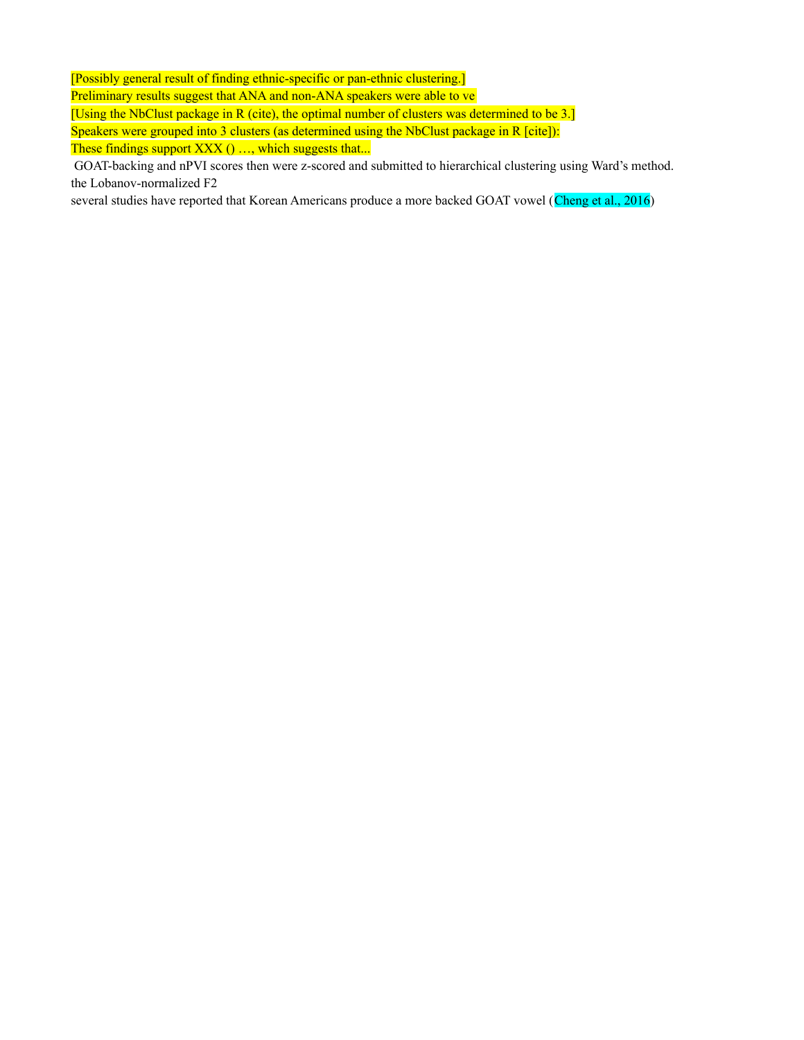[Possibly general result of finding ethnic-specific or pan-ethnic clustering.]

Preliminary results suggest that ANA and non-ANA speakers were able to ve

[Using the NbClust package in R (cite), the optimal number of clusters was determined to be 3.]

Speakers were grouped into 3 clusters (as determined using the NbClust package in R [cite]):

These findings support XXX () …, which suggests that...

GOAT-backing and nPVI scores then were z-scored and submitted to hierarchical clustering using Ward's method.

the Lobanov-normalized F2

several studies have reported that Korean Americans produce a more backed GOAT vowel (Cheng et al., 2016)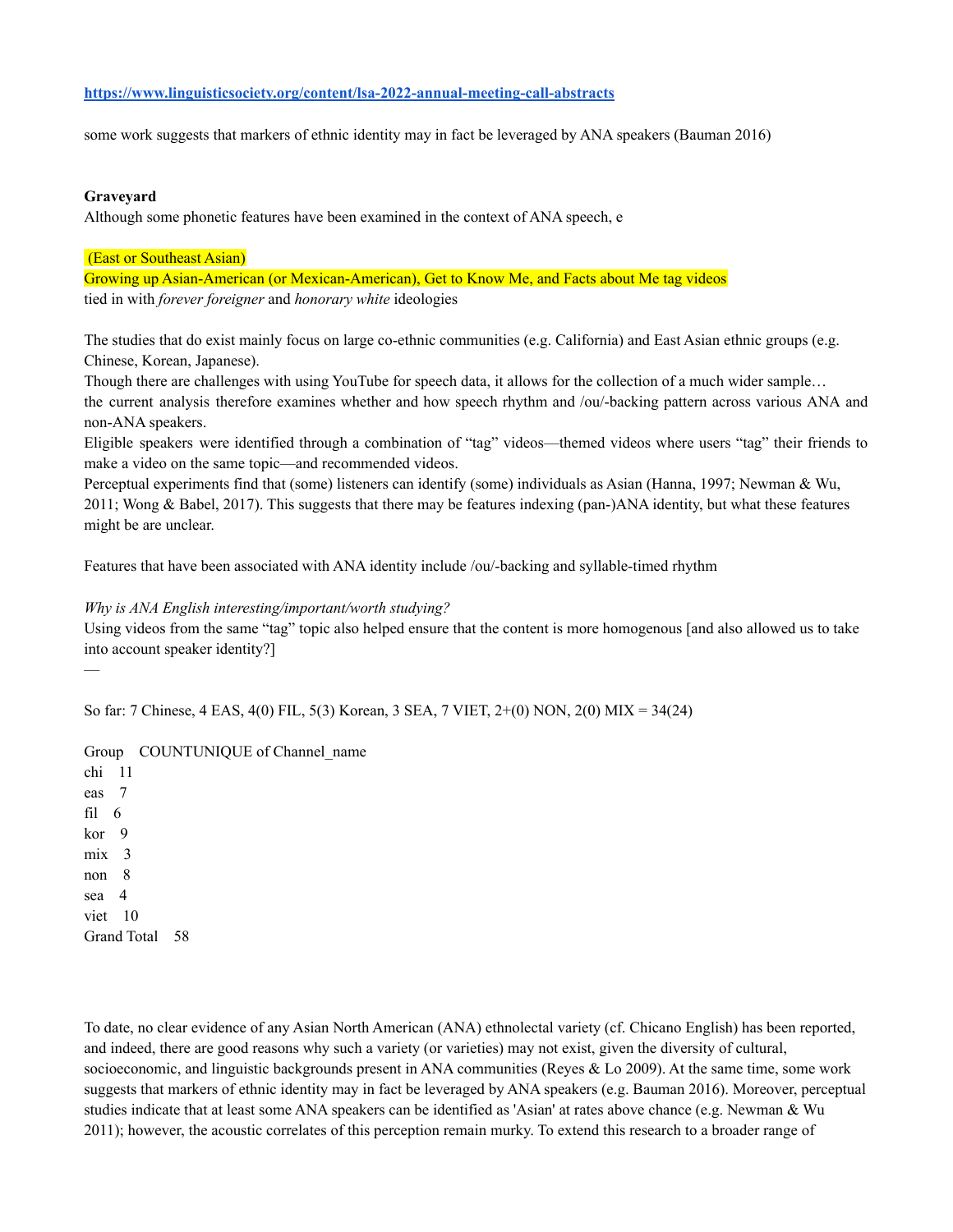https://www.linguisticsociety.org/content/lsa-2022-annual-meeting-call-abstracts

some work suggests that markers of ethnic identity may in fact be leveraged by ANA speakers (Bauman 2016)

**Graveyard**

Although some phonetic features have been examined in the context of ANA speech, e

(East or Southeast Asian)

Growing up Asian-American (or Mexican-American), Get to Know Me, and Facts about Me tag videos

tied in with *forever foreigner* and *honorary white* ideologies

The studies that do exist mainly focus on large co-ethnic communities (e.g. California) and East Asian ethnic groups (e.g. Chinese, Korean, Japanese).

Though there are challenges with using YouTube for speech data, it allows for the collection of a much wider sample…

the current analysis therefore examines whether and how speech rhythm and /ou/-backing pattern across various ANA and non-ANA speakers.

Eligible speakers were identified through a combination of "tag" videos—themed videos where users "tag" their friends to make a video on the same topic—and recommended videos.

Perceptual experiments find that (some) listeners can identify (some) individuals as Asian (Hanna, 1997; Newman & Wu, 2011; Wong & Babel, 2017). This suggests that there may be features indexing (pan-)ANA identity, but what these features might be are unclear.

Features that have been associated with ANA identity include /ou/-backing and syllable-timed rhythm

*Why is ANA English interesting/important/worth studying?*

Using videos from the same "tag" topic also helped ensure that the content is more homogenous [and also allowed us to take into account speaker identity?]

—

So far: 7 Chinese, 4 EAS, 4(0) FIL, 5(3) Korean, 3 SEA, 7 VIET, 2+(0) NON, 2(0) MIX = 34(24)

| Group | COUNTUNIQUE of Channel_name |
| --- | --- |
| chi | 11 |
| eas | 7 |
| fil | 6 |
| kor | 9 |
| mix | 3 |
| non | 8 |
| sea | 4 |
| viet | 10 |
| Grand Total | 58 |

To date, no clear evidence of any Asian North American (ANA) ethnolectal variety (cf. Chicano English) has been reported, and indeed, there are good reasons why such a variety (or varieties) may not exist, given the diversity of cultural, socioeconomic, and linguistic backgrounds present in ANA communities (Reyes & Lo 2009). At the same time, some work suggests that markers of ethnic identity may in fact be leveraged by ANA speakers (e.g. Bauman 2016). Moreover, perceptual studies indicate that at least some ANA speakers can be identified as 'Asian' at rates above chance (e.g. Newman & Wu 2011); however, the acoustic correlates of this perception remain murky. To extend this research to a broader range of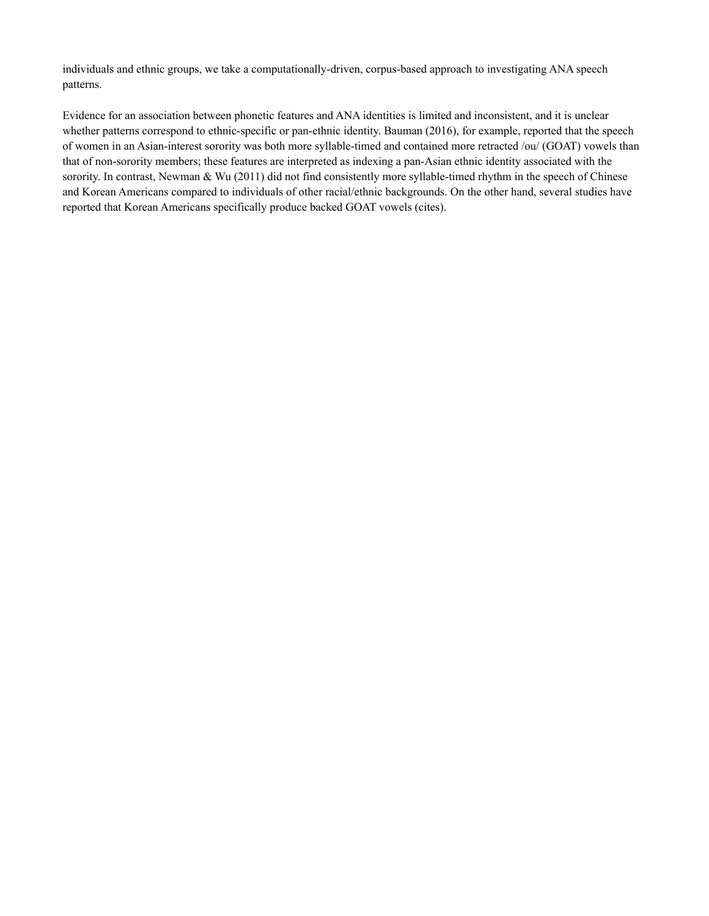individuals and ethnic groups, we take a computationally-driven, corpus-based approach to investigating ANA speech patterns.

Evidence for an association between phonetic features and ANA identities is limited and inconsistent, and it is unclear whether patterns correspond to ethnic-specific or pan-ethnic identity. Bauman (2016), for example, reported that the speech of women in an Asian-interest sorority was both more syllable-timed and contained more retracted /ou/ (GOAT) vowels than that of non-sorority members; these features are interpreted as indexing a pan-Asian ethnic identity associated with the sorority. In contrast, Newman & Wu (2011) did not find consistently more syllable-timed rhythm in the speech of Chinese and Korean Americans compared to individuals of other racial/ethnic backgrounds. On the other hand, several studies have reported that Korean Americans specifically produce backed GOAT vowels (cites).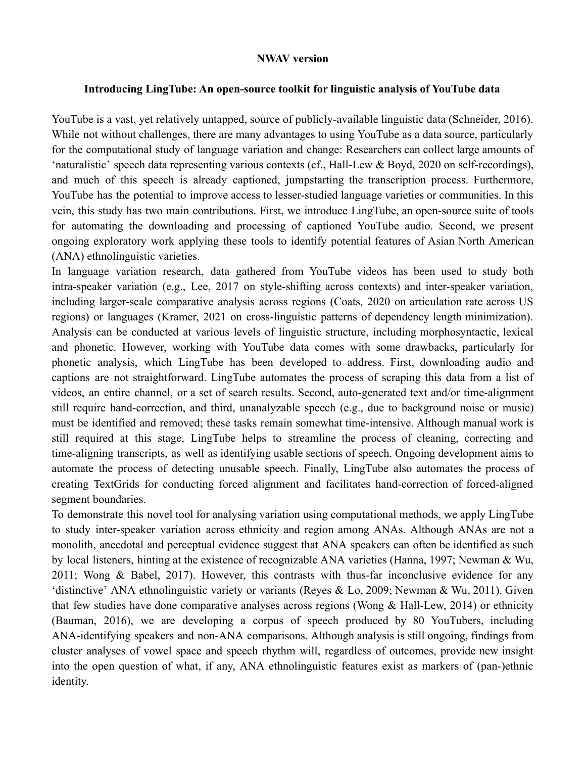**NWAV version**

**Introducing LingTube: An open-source toolkit for linguistic analysis of YouTube data**

YouTube is a vast, yet relatively untapped, source of publicly-available linguistic data (Schneider, 2016). While not without challenges, there are many advantages to using YouTube as a data source, particularly for the computational study of language variation and change: Researchers can collect large amounts of 'naturalistic' speech data representing various contexts (cf., Hall-Lew & Boyd, 2020 on self-recordings), and much of this speech is already captioned, jumpstarting the transcription process. Furthermore, YouTube has the potential to improve access to lesser-studied language varieties or communities. In this vein, this study has two main contributions. First, we introduce LingTube, an open-source suite of tools for automating the downloading and processing of captioned YouTube audio. Second, we present ongoing exploratory work applying these tools to identify potential features of Asian North American (ANA) ethnolinguistic varieties.

In language variation research, data gathered from YouTube videos has been used to study both intra-speaker variation (e.g., Lee, 2017 on style-shifting across contexts) and inter-speaker variation, including larger-scale comparative analysis across regions (Coats, 2020 on articulation rate across US regions) or languages (Kramer, 2021 on cross-linguistic patterns of dependency length minimization). Analysis can be conducted at various levels of linguistic structure, including morphosyntactic, lexical and phonetic. However, working with YouTube data comes with some drawbacks, particularly for phonetic analysis, which LingTube has been developed to address. First, downloading audio and captions are not straightforward. LingTube automates the process of scraping this data from a list of videos, an entire channel, or a set of search results. Second, auto-generated text and/or time-alignment still require hand-correction, and third, unanalyzable speech (e.g., due to background noise or music) must be identified and removed; these tasks remain somewhat time-intensive. Although manual work is still required at this stage, LingTube helps to streamline the process of cleaning, correcting and time-aligning transcripts, as well as identifying usable sections of speech. Ongoing development aims to automate the process of detecting unusable speech. Finally, LingTube also automates the process of creating TextGrids for conducting forced alignment and facilitates hand-correction of forced-aligned segment boundaries.

To demonstrate this novel tool for analysing variation using computational methods, we apply LingTube to study inter-speaker variation across ethnicity and region among ANAs. Although ANAs are not a monolith, anecdotal and perceptual evidence suggest that ANA speakers can often be identified as such by local listeners, hinting at the existence of recognizable ANA varieties (Hanna, 1997; Newman & Wu, 2011; Wong & Babel, 2017). However, this contrasts with thus-far inconclusive evidence for any 'distinctive' ANA ethnolinguistic variety or variants (Reyes & Lo, 2009; Newman & Wu, 2011). Given that few studies have done comparative analyses across regions (Wong & Hall-Lew, 2014) or ethnicity (Bauman, 2016), we are developing a corpus of speech produced by 80 YouTubers, including ANA-identifying speakers and non-ANA comparisons. Although analysis is still ongoing, findings from cluster analyses of vowel space and speech rhythm will, regardless of outcomes, provide new insight into the open question of what, if any, ANA ethnolinguistic features exist as markers of (pan-)ethnic identity.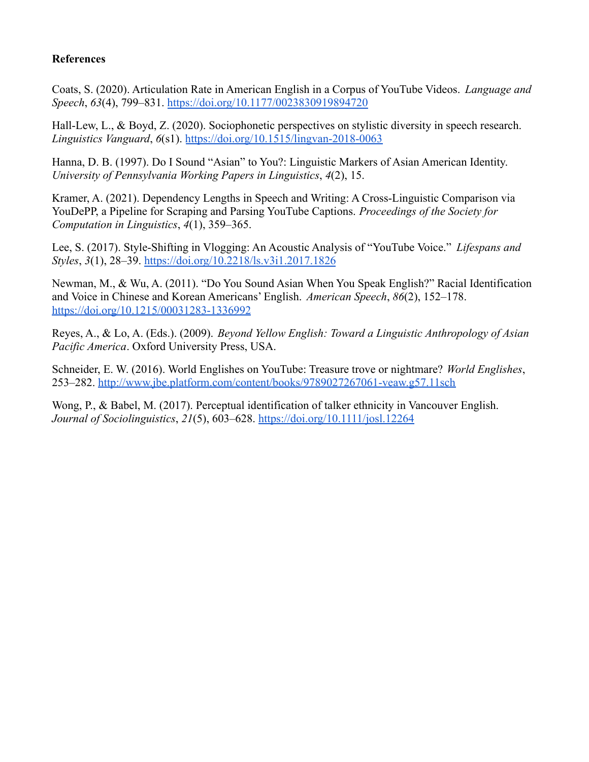**References**

Coats, S. (2020). Articulation Rate in American English in a Corpus of YouTube Videos. *Language and Speech*, *63*(4), 799–831. https://doi.org/10.1177/0023830919894720

Hall-Lew, L., & Boyd, Z. (2020). Sociophonetic perspectives on stylistic diversity in speech research. *Linguistics Vanguard*, *6*(s1). https://doi.org/10.1515/lingvan-2018-0063

Hanna, D. B. (1997). Do I Sound "Asian" to You?: Linguistic Markers of Asian American Identity. *University of Pennsylvania Working Papers in Linguistics*, *4*(2), 15.

Kramer, A. (2021). Dependency Lengths in Speech and Writing: A Cross-Linguistic Comparison via YouDePP, a Pipeline for Scraping and Parsing YouTube Captions. *Proceedings of the Society for Computation in Linguistics*, *4*(1), 359–365.

Lee, S. (2017). Style-Shifting in Vlogging: An Acoustic Analysis of "YouTube Voice." *Lifespans and Styles*, *3*(1), 28–39. https://doi.org/10.2218/ls.v3i1.2017.1826

Newman, M., & Wu, A. (2011). "Do You Sound Asian When You Speak English?" Racial Identification and Voice in Chinese and Korean Americans' English. *American Speech*, *86*(2), 152–178. https://doi.org/10.1215/00031283-1336992

Reyes, A., & Lo, A. (Eds.). (2009). *Beyond Yellow English: Toward a Linguistic Anthropology of Asian Pacific America*. Oxford University Press, USA.

Schneider, E. W. (2016). World Englishes on YouTube: Treasure trove or nightmare? *World Englishes*, 253–282. http://www.jbe.platform.com/content/books/9789027267061-veaw.g57.11sch

Wong, P., & Babel, M. (2017). Perceptual identification of talker ethnicity in Vancouver English. *Journal of Sociolinguistics*, *21*(5), 603–628. https://doi.org/10.1111/josl.12264